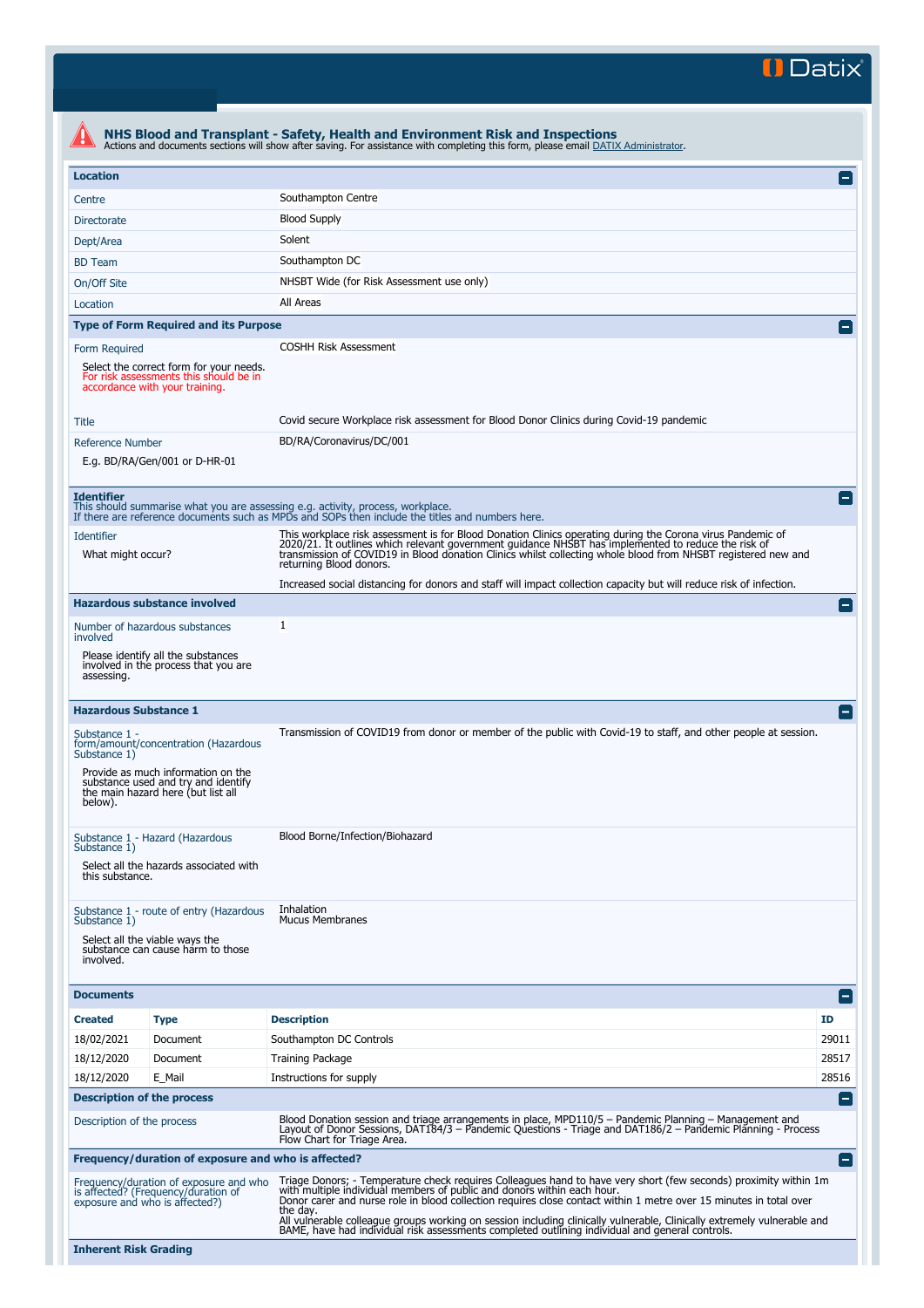# NHS Blood and Transplant - Safety, Health and Environment Risk and Inspections

Actions and documents sections will show after saving. For assistance with completing this form, please email DATIX Administrator.

## Location

| | |
|---|---|
| Centre | Southampton Centre |
| Directorate | Blood Supply |
| Dept/Area | Solent |
| BD Team | Southampton DC |
| On/Off Site | NHSBT Wide (for Risk Assessment use only) |
| Location | All Areas |

## Type of Form Required and its Purpose

| | |
|---|---|
| Form Required<br>Select the correct form for your needs. For risk assessments this should be in accordance with your training. | COSHH Risk Assessment |
| Title | Covid secure Workplace risk assessment for Blood Donor Clinics during Covid-19 pandemic |
| Reference Number<br>E.g. BD/RA/Gen/001 or D-HR-01 | BD/RA/Coronavirus/DC/001 |

## Identifier

This should summarise what you are assessing e.g. activity, process, workplace.
If there are reference documents such as MPDs and SOPs then include the titles and numbers here.

| | |
|---|---|
| Identifier<br>What might occur? | This workplace risk assessment is for Blood Donation Clinics operating during the Corona virus Pandemic of 2020/21. It outlines which relevant government guidance NHSBT has implemented to reduce the risk of transmission of COVID19 in Blood donation Clinics whilst collecting whole blood from NHSBT registered new and returning Blood donors.<br><br>Increased social distancing for donors and staff will impact collection capacity but will reduce risk of infection. |

## Hazardous substance involved

| | |
|---|---|
| Number of hazardous substances involved<br>Please identify all the substances involved in the process that you are assessing. | 1 |

## Hazardous Substance 1

| | |
|---|---|
| Substance 1 - form/amount/concentration (Hazardous Substance 1)<br>Provide as much information on the substance used and try and identify the main hazard here (but list all below). | Transmission of COVID19 from donor or member of the public with Covid-19 to staff, and other people at session. |
| Substance 1 - Hazard (Hazardous Substance 1)<br>Select all the hazards associated with this substance. | Blood Borne/Infection/Biohazard |
| Substance 1 - route of entry (Hazardous Substance 1)<br>Select all the viable ways the substance can cause harm to those involved. | Inhalation<br>Mucus Membranes |

## Documents

| Created | Type | Description | ID |
|---|---|---|---|
| 18/02/2021 | Document | Southampton DC Controls | 29011 |
| 18/12/2020 | Document | Training Package | 28517 |
| 18/12/2020 | E_Mail | Instructions for supply | 28516 |

## Description of the process

| | |
|---|---|
| Description of the process | Blood Donation session and triage arrangements in place, MPD110/5 – Pandemic Planning – Management and Layout of Donor Sessions, DAT184/3 – Pandemic Questions - Triage and DAT186/2 – Pandemic Planning - Process Flow Chart for Triage Area. |

## Frequency/duration of exposure and who is affected?

| | |
|---|---|
| Frequency/duration of exposure and who is affected? (Frequency/duration of exposure and who is affected?) | Triage Donors; - Temperature check requires Colleagues hand to have very short (few seconds) proximity within 1m with multiple individual members of public and donors within each hour.<br>Donor carer and nurse role in blood collection requires close contact within 1 metre over 15 minutes in total over the day.<br>All vulnerable colleague groups working on session including clinically vulnerable, Clinically extremely vulnerable and BAME, have had individual risk assessments completed outlining individual and general controls. |

## Inherent Risk Grading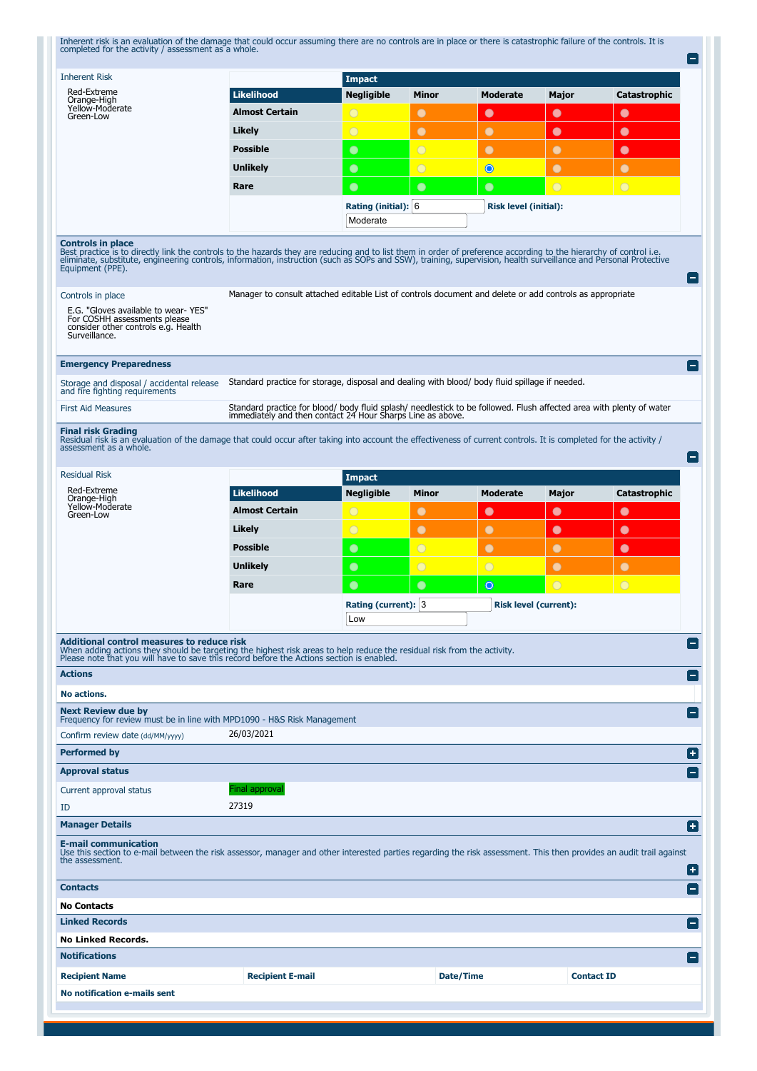Inherent risk is an evaluation of the damage that could occur assuming there are no controls are in place or there is catastrophic failure of the controls. It is completed for the activity / assessment as a whole.

**Inherent Risk**

Red-Extreme
Orange-High
Yellow-Moderate
Green-Low

| Likelihood | Impact: Negligible | Minor | Moderate | Major | Catastrophic |
|---|---|---|---|---|---|
| Almost Certain | | | | | |
| Likely | | | | | |
| Possible | | | | | |
| Unlikely | | | ◉ | | |
| Rare | | | | | |

**Rating (initial):** 6 **Risk level (initial):** Moderate

## Controls in place

Best practice is to directly link the controls to the hazards they are reducing and to list them in order of preference according to the hierarchy of control i.e. eliminate, substitute, engineering controls, information, instruction (such as SOPs and SSW), training, supervision, health surveillance and Personal Protective Equipment (PPE).

| | |
|---|---|
| Controls in place<br>E.G. "Gloves available to wear- YES" For COSHH assessments please consider other controls e.g. Health Surveillance. | Manager to consult attached editable List of controls document and delete or add controls as appropriate |

## Emergency Preparedness

| | |
|---|---|
| Storage and disposal / accidental release and fire fighting requirements | Standard practice for storage, disposal and dealing with blood/ body fluid spillage if needed. |
| First Aid Measures | Standard practice for blood/ body fluid splash/ needlestick to be followed. Flush affected area with plenty of water immediately and then contact 24 Hour Sharps Line as above. |

## Final risk Grading

Residual risk is an evaluation of the damage that could occur after taking into account the effectiveness of current controls. It is completed for the activity / assessment as a whole.

**Residual Risk**

Red-Extreme
Orange-High
Yellow-Moderate
Green-Low

| Likelihood | Impact: Negligible | Minor | Moderate | Major | Catastrophic |
|---|---|---|---|---|---|
| Almost Certain | | | | | |
| Likely | | | | | |
| Possible | | | | | |
| Unlikely | | | | | |
| Rare | | | ◉ | | |

**Rating (current):** 3 **Risk level (current):** Low

## Additional control measures to reduce risk

When adding actions they should be targeting the highest risk areas to help reduce the residual risk from the activity.
Please note that you will have to save this record before the Actions section is enabled.

### Actions

**No actions.**

## Next Review due by

Frequency for review must be in line with MPD1090 - H&S Risk Management

Confirm review date (dd/MM/yyyy): 26/03/2021

## Performed by

## Approval status

| | |
|---|---|
| Current approval status | Final approval |
| ID | 27319 |

## Manager Details

## E-mail communication

Use this section to e-mail between the risk assessor, manager and other interested parties regarding the risk assessment. This then provides an audit trail against the assessment.

## Contacts

**No Contacts**

## Linked Records

**No Linked Records.**

## Notifications

| Recipient Name | Recipient E-mail | Date/Time | Contact ID |
|---|---|---|---|
| **No notification e-mails sent** | | | |